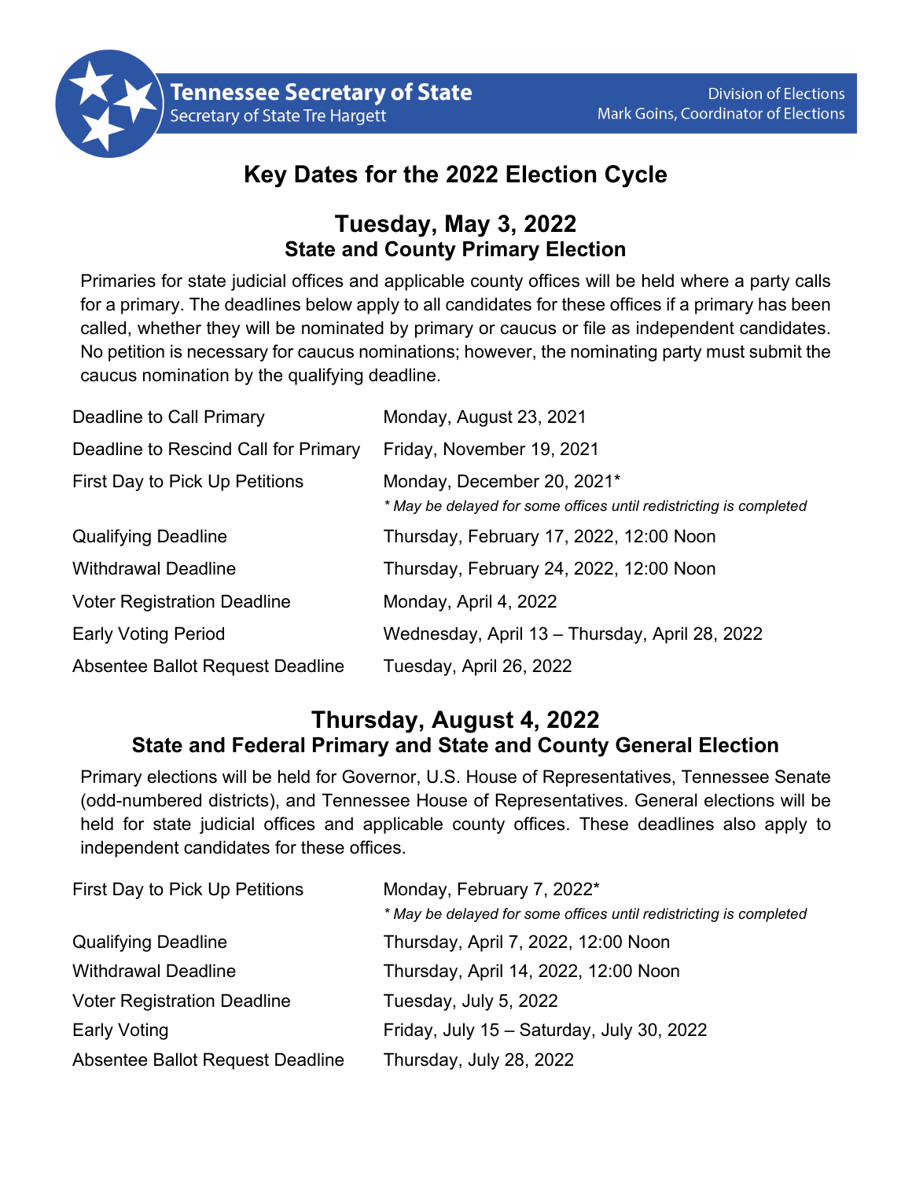Tennessee Secretary of State
Secretary of State Tre Hargett

Division of Elections
Mark Goins, Coordinator of Elections

# Key Dates for the 2022 Election Cycle

## Tuesday, May 3, 2022
### State and County Primary Election

Primaries for state judicial offices and applicable county offices will be held where a party calls for a primary. The deadlines below apply to all candidates for these offices if a primary has been called, whether they will be nominated by primary or caucus or file as independent candidates. No petition is necessary for caucus nominations; however, the nominating party must submit the caucus nomination by the qualifying deadline.

| | |
|---|---|
| Deadline to Call Primary | Monday, August 23, 2021 |
| Deadline to Rescind Call for Primary | Friday, November 19, 2021 |
| First Day to Pick Up Petitions | Monday, December 20, 2021* <br> *\* May be delayed for some offices until redistricting is completed* |
| Qualifying Deadline | Thursday, February 17, 2022, 12:00 Noon |
| Withdrawal Deadline | Thursday, February 24, 2022, 12:00 Noon |
| Voter Registration Deadline | Monday, April 4, 2022 |
| Early Voting Period | Wednesday, April 13 – Thursday, April 28, 2022 |
| Absentee Ballot Request Deadline | Tuesday, April 26, 2022 |

## Thursday, August 4, 2022
### State and Federal Primary and State and County General Election

Primary elections will be held for Governor, U.S. House of Representatives, Tennessee Senate (odd-numbered districts), and Tennessee House of Representatives. General elections will be held for state judicial offices and applicable county offices. These deadlines also apply to independent candidates for these offices.

| | |
|---|---|
| First Day to Pick Up Petitions | Monday, February 7, 2022* <br> *\* May be delayed for some offices until redistricting is completed* |
| Qualifying Deadline | Thursday, April 7, 2022, 12:00 Noon |
| Withdrawal Deadline | Thursday, April 14, 2022, 12:00 Noon |
| Voter Registration Deadline | Tuesday, July 5, 2022 |
| Early Voting | Friday, July 15 – Saturday, July 30, 2022 |
| Absentee Ballot Request Deadline | Thursday, July 28, 2022 |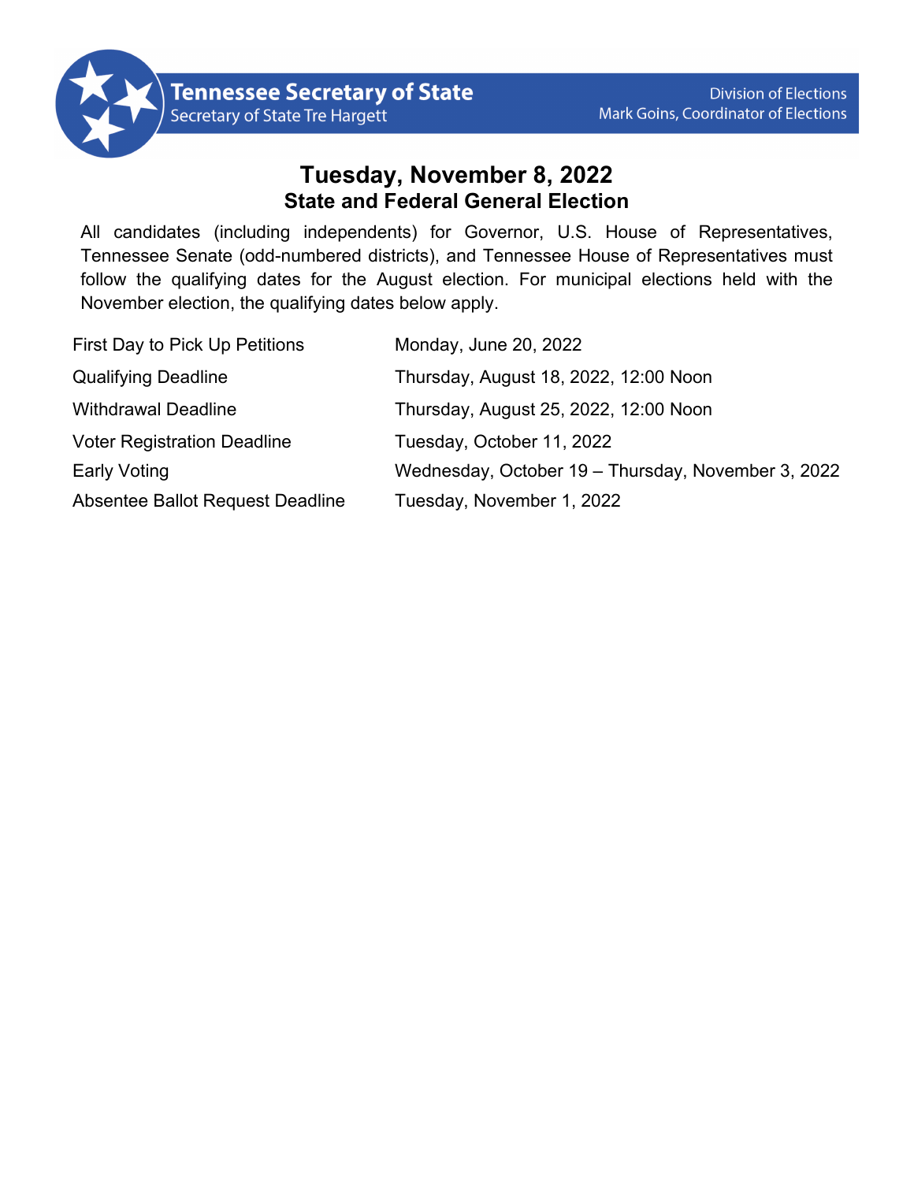Tennessee Secretary of State
Secretary of State Tre Hargett

Division of Elections
Mark Goins, Coordinator of Elections

# Tuesday, November 8, 2022

## State and Federal General Election

All candidates (including independents) for Governor, U.S. House of Representatives, Tennessee Senate (odd-numbered districts), and Tennessee House of Representatives must follow the qualifying dates for the August election. For municipal elections held with the November election, the qualifying dates below apply.

| | |
|---|---|
| First Day to Pick Up Petitions | Monday, June 20, 2022 |
| Qualifying Deadline | Thursday, August 18, 2022, 12:00 Noon |
| Withdrawal Deadline | Thursday, August 25, 2022, 12:00 Noon |
| Voter Registration Deadline | Tuesday, October 11, 2022 |
| Early Voting | Wednesday, October 19 – Thursday, November 3, 2022 |
| Absentee Ballot Request Deadline | Tuesday, November 1, 2022 |